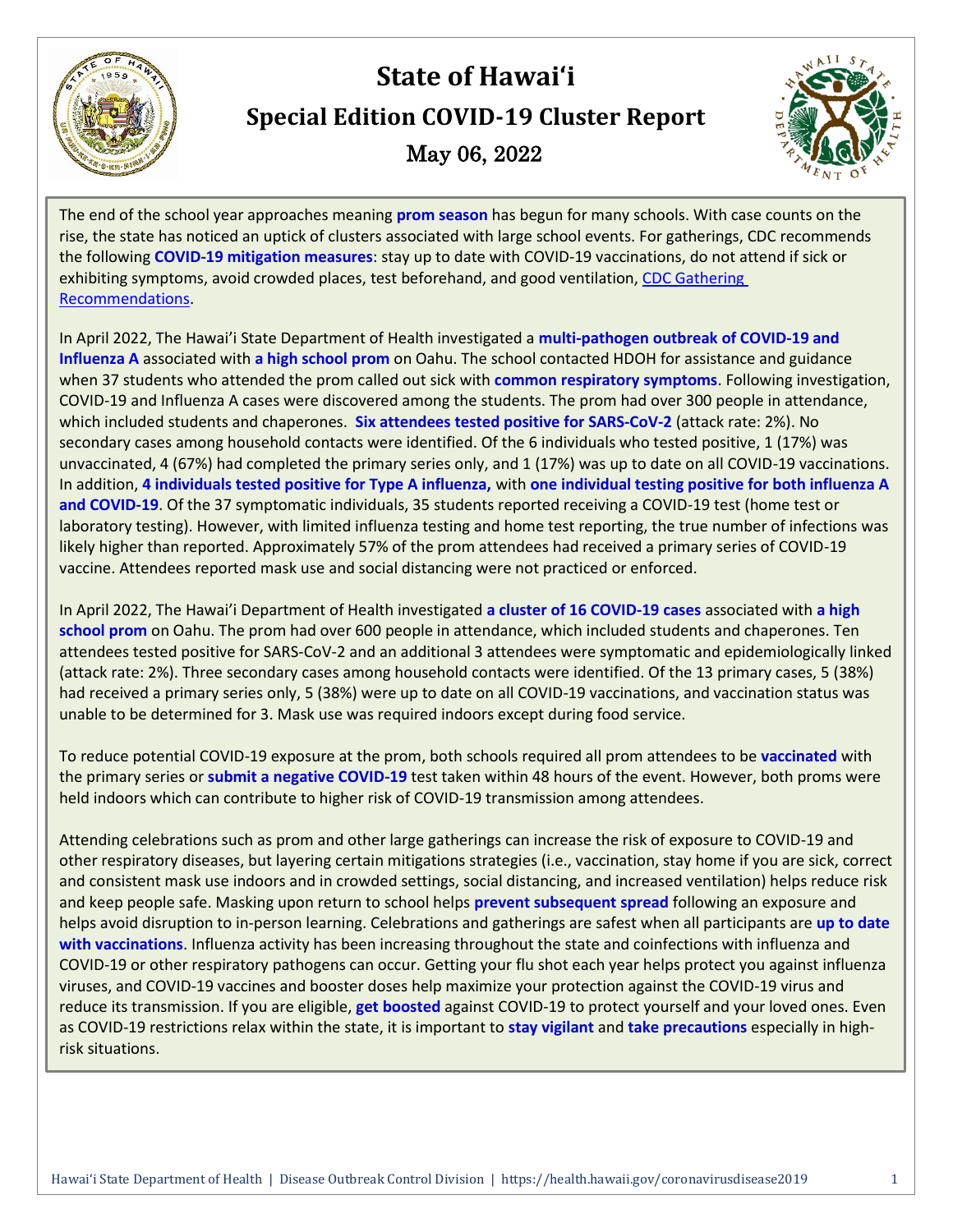# State of Hawai'i

## Special Edition COVID-19 Cluster Report

### May 06, 2022

The end of the school year approaches meaning **prom season** has begun for many schools. With case counts on the rise, the state has noticed an uptick of clusters associated with large school events. For gatherings, CDC recommends the following **COVID-19 mitigation measures**: stay up to date with COVID-19 vaccinations, do not attend if sick or exhibiting symptoms, avoid crowded places, test beforehand, and good ventilation, [CDC Gathering Recommendations](CDC Gathering Recommendations).

In April 2022, The Hawai'i State Department of Health investigated a **multi-pathogen outbreak of COVID-19 and Influenza A** associated with **a high school prom** on Oahu. The school contacted HDOH for assistance and guidance when 37 students who attended the prom called out sick with **common respiratory symptoms**. Following investigation, COVID-19 and Influenza A cases were discovered among the students. The prom had over 300 people in attendance, which included students and chaperones. **Six attendees tested positive for SARS-CoV-2** (attack rate: 2%). No secondary cases among household contacts were identified. Of the 6 individuals who tested positive, 1 (17%) was unvaccinated, 4 (67%) had completed the primary series only, and 1 (17%) was up to date on all COVID-19 vaccinations. In addition, **4 individuals tested positive for Type A influenza,** with **one individual testing positive for both influenza A and COVID-19**. Of the 37 symptomatic individuals, 35 students reported receiving a COVID-19 test (home test or laboratory testing). However, with limited influenza testing and home test reporting, the true number of infections was likely higher than reported. Approximately 57% of the prom attendees had received a primary series of COVID-19 vaccine. Attendees reported mask use and social distancing were not practiced or enforced.

In April 2022, The Hawai'i Department of Health investigated **a cluster of 16 COVID-19 cases** associated with **a high school prom** on Oahu. The prom had over 600 people in attendance, which included students and chaperones. Ten attendees tested positive for SARS-CoV-2 and an additional 3 attendees were symptomatic and epidemiologically linked (attack rate: 2%). Three secondary cases among household contacts were identified. Of the 13 primary cases, 5 (38%) had received a primary series only, 5 (38%) were up to date on all COVID-19 vaccinations, and vaccination status was unable to be determined for 3. Mask use was required indoors except during food service.

To reduce potential COVID-19 exposure at the prom, both schools required all prom attendees to be **vaccinated** with the primary series or **submit a negative COVID-19** test taken within 48 hours of the event. However, both proms were held indoors which can contribute to higher risk of COVID-19 transmission among attendees.

Attending celebrations such as prom and other large gatherings can increase the risk of exposure to COVID-19 and other respiratory diseases, but layering certain mitigations strategies (i.e., vaccination, stay home if you are sick, correct and consistent mask use indoors and in crowded settings, social distancing, and increased ventilation) helps reduce risk and keep people safe. Masking upon return to school helps **prevent subsequent spread** following an exposure and helps avoid disruption to in-person learning. Celebrations and gatherings are safest when all participants are **up to date with vaccinations**. Influenza activity has been increasing throughout the state and coinfections with influenza and COVID-19 or other respiratory pathogens can occur. Getting your flu shot each year helps protect you against influenza viruses, and COVID-19 vaccines and booster doses help maximize your protection against the COVID-19 virus and reduce its transmission. If you are eligible, **get boosted** against COVID-19 to protect yourself and your loved ones. Even as COVID-19 restrictions relax within the state, it is important to **stay vigilant** and **take precautions** especially in high-risk situations.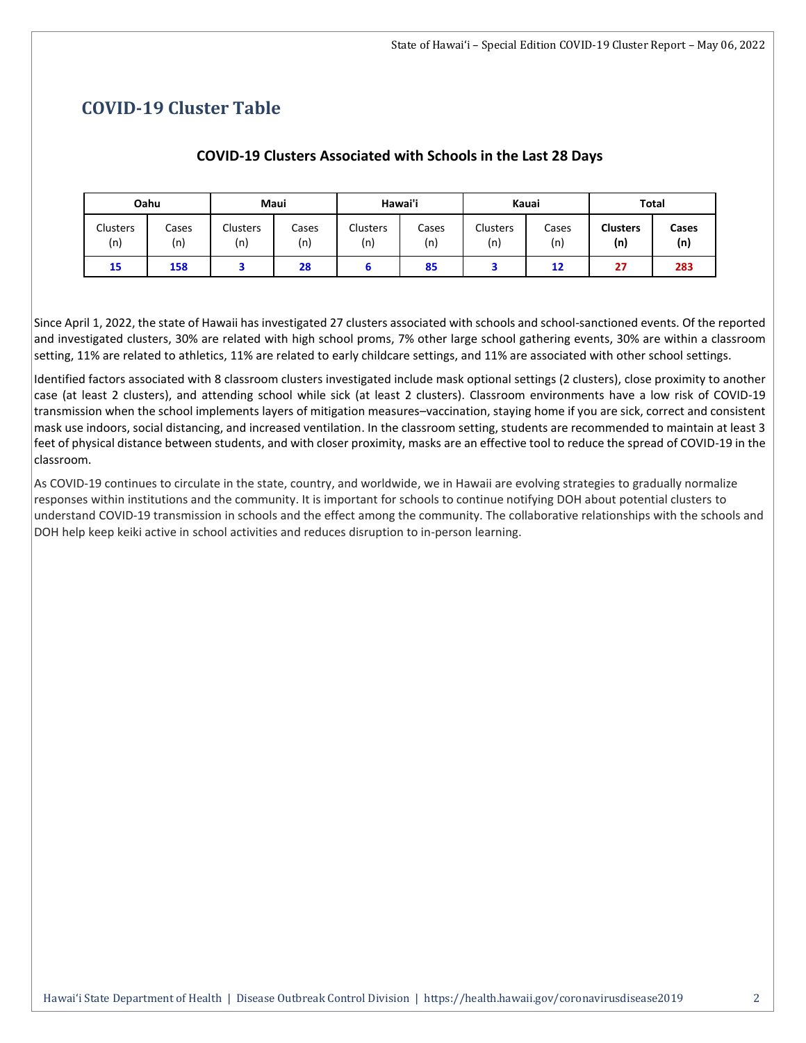## COVID-19 Cluster Table

**COVID-19 Clusters Associated with Schools in the Last 28 Days**

| Oahu | | Maui | | Hawai'i | | Kauai | | Total | |
|---|---|---|---|---|---|---|---|---|---|
| Clusters (n) | Cases (n) | Clusters (n) | Cases (n) | Clusters (n) | Cases (n) | Clusters (n) | Cases (n) | **Clusters (n)** | **Cases (n)** |
| **15** | **158** | **3** | **28** | **6** | **85** | **3** | **12** | **27** | **283** |

Since April 1, 2022, the state of Hawaii has investigated 27 clusters associated with schools and school-sanctioned events. Of the reported and investigated clusters, 30% are related with high school proms, 7% other large school gathering events, 30% are within a classroom setting, 11% are related to athletics, 11% are related to early childcare settings, and 11% are associated with other school settings.

Identified factors associated with 8 classroom clusters investigated include mask optional settings (2 clusters), close proximity to another case (at least 2 clusters), and attending school while sick (at least 2 clusters). Classroom environments have a low risk of COVID-19 transmission when the school implements layers of mitigation measures–vaccination, staying home if you are sick, correct and consistent mask use indoors, social distancing, and increased ventilation. In the classroom setting, students are recommended to maintain at least 3 feet of physical distance between students, and with closer proximity, masks are an effective tool to reduce the spread of COVID-19 in the classroom.

As COVID-19 continues to circulate in the state, country, and worldwide, we in Hawaii are evolving strategies to gradually normalize responses within institutions and the community. It is important for schools to continue notifying DOH about potential clusters to understand COVID-19 transmission in schools and the effect among the community. The collaborative relationships with the schools and DOH help keep keiki active in school activities and reduces disruption to in-person learning.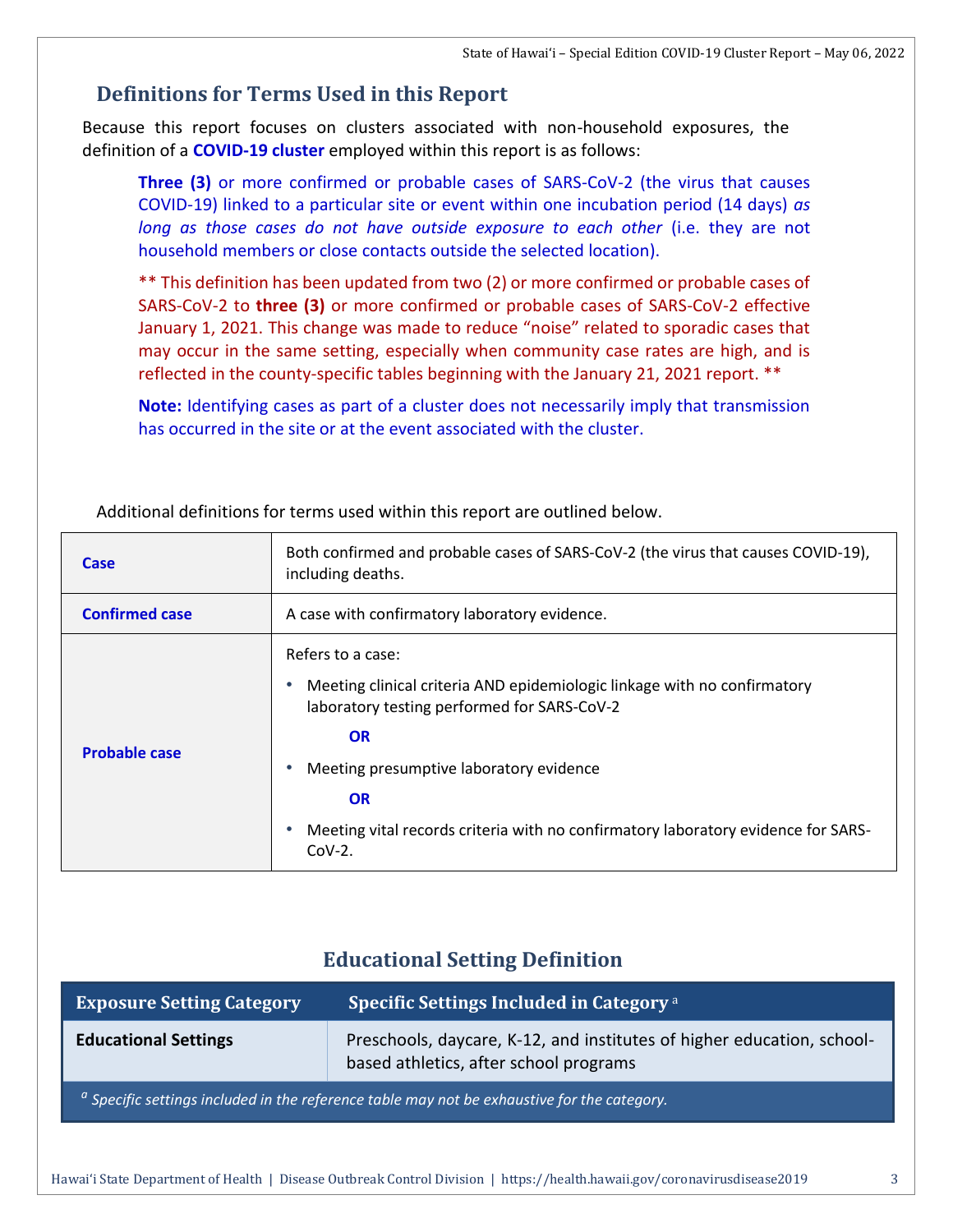## Definitions for Terms Used in this Report

Because this report focuses on clusters associated with non-household exposures, the definition of a **COVID-19 cluster** employed within this report is as follows:

> **Three (3)** or more confirmed or probable cases of SARS-CoV-2 (the virus that causes COVID-19) linked to a particular site or event within one incubation period (14 days) *as long as those cases do not have outside exposure to each other* (i.e. they are not household members or close contacts outside the selected location).
>
> ** This definition has been updated from two (2) or more confirmed or probable cases of SARS-CoV-2 to **three (3)** or more confirmed or probable cases of SARS-CoV-2 effective January 1, 2021. This change was made to reduce "noise" related to sporadic cases that may occur in the same setting, especially when community case rates are high, and is reflected in the county-specific tables beginning with the January 21, 2021 report. **
>
> **Note:** Identifying cases as part of a cluster does not necessarily imply that transmission has occurred in the site or at the event associated with the cluster.

Additional definitions for terms used within this report are outlined below.

| | |
|---|---|
| **Case** | Both confirmed and probable cases of SARS-CoV-2 (the virus that causes COVID-19), including deaths. |
| **Confirmed case** | A case with confirmatory laboratory evidence. |
| **Probable case** | Refers to a case: <br>• Meeting clinical criteria AND epidemiologic linkage with no confirmatory laboratory testing performed for SARS-CoV-2 <br>**OR** <br>• Meeting presumptive laboratory evidence <br>**OR** <br>• Meeting vital records criteria with no confirmatory laboratory evidence for SARS-CoV-2. |

## Educational Setting Definition

| Exposure Setting Category | Specific Settings Included in Category [a] |
|---|---|
| **Educational Settings** | Preschools, daycare, K-12, and institutes of higher education, school-based athletics, after school programs |

[a] *Specific settings included in the reference table may not be exhaustive for the category.*